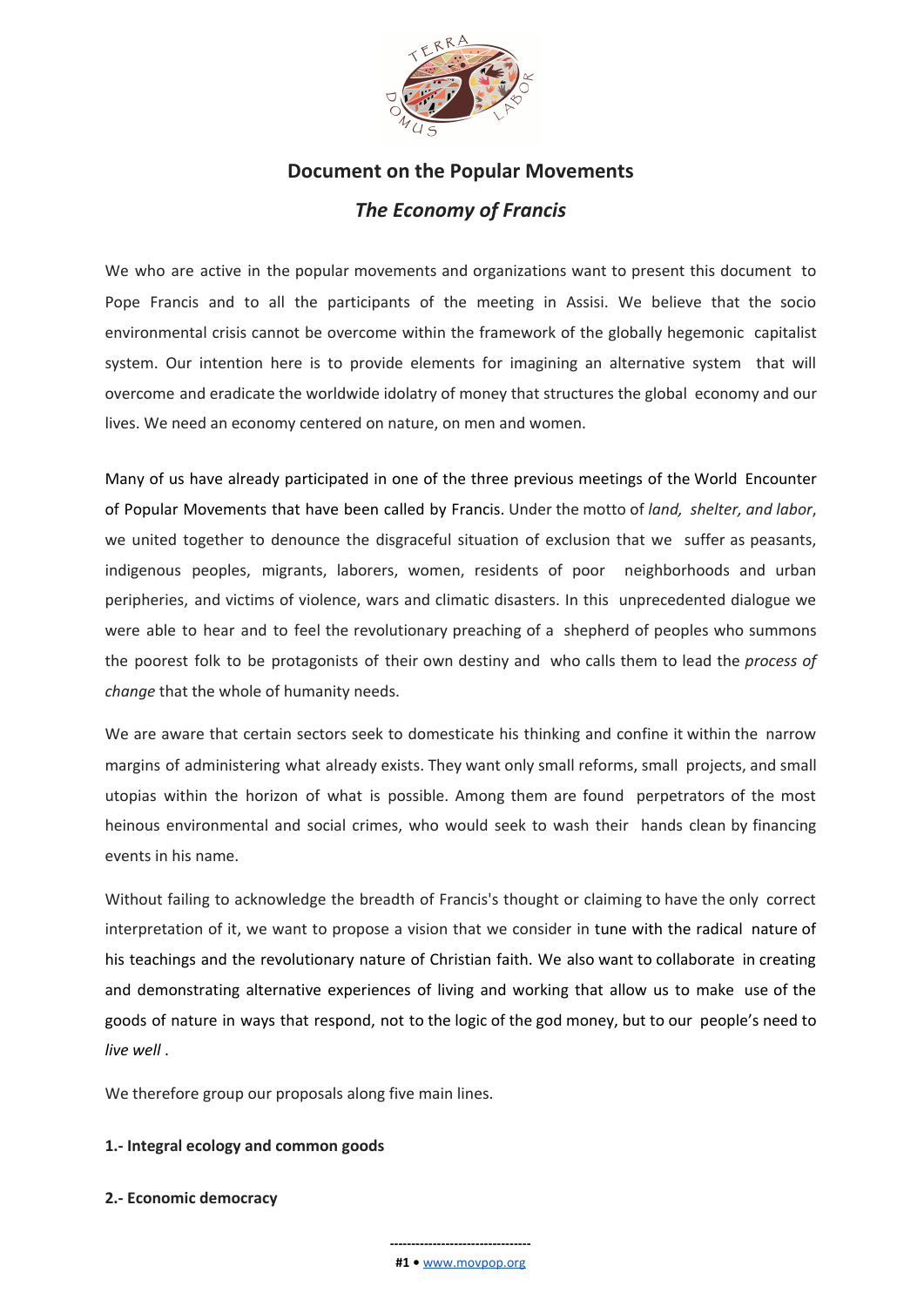# Document on the Popular Movements

## *The Economy of Francis*

We who are active in the popular movements and organizations want to present this document to Pope Francis and to all the participants of the meeting in Assisi. We believe that the socio environmental crisis cannot be overcome within the framework of the globally hegemonic capitalist system. Our intention here is to provide elements for imagining an alternative system that will overcome and eradicate the worldwide idolatry of money that structures the global economy and our lives. We need an economy centered on nature, on men and women.

Many of us have already participated in one of the three previous meetings of the World Encounter of Popular Movements that have been called by Francis. Under the motto of *land, shelter, and labor*, we united together to denounce the disgraceful situation of exclusion that we suffer as peasants, indigenous peoples, migrants, laborers, women, residents of poor neighborhoods and urban peripheries, and victims of violence, wars and climatic disasters. In this unprecedented dialogue we were able to hear and to feel the revolutionary preaching of a shepherd of peoples who summons the poorest folk to be protagonists of their own destiny and who calls them to lead the *process of change* that the whole of humanity needs.

We are aware that certain sectors seek to domesticate his thinking and confine it within the narrow margins of administering what already exists. They want only small reforms, small projects, and small utopias within the horizon of what is possible. Among them are found perpetrators of the most heinous environmental and social crimes, who would seek to wash their hands clean by financing events in his name.

Without failing to acknowledge the breadth of Francis's thought or claiming to have the only correct interpretation of it, we want to propose a vision that we consider in tune with the radical nature of his teachings and the revolutionary nature of Christian faith. We also want to collaborate in creating and demonstrating alternative experiences of living and working that allow us to make use of the goods of nature in ways that respond, not to the logic of the god money, but to our people's need to *live well* .

We therefore group our proposals along five main lines.

**1.- Integral ecology and common goods**

**2.- Economic democracy**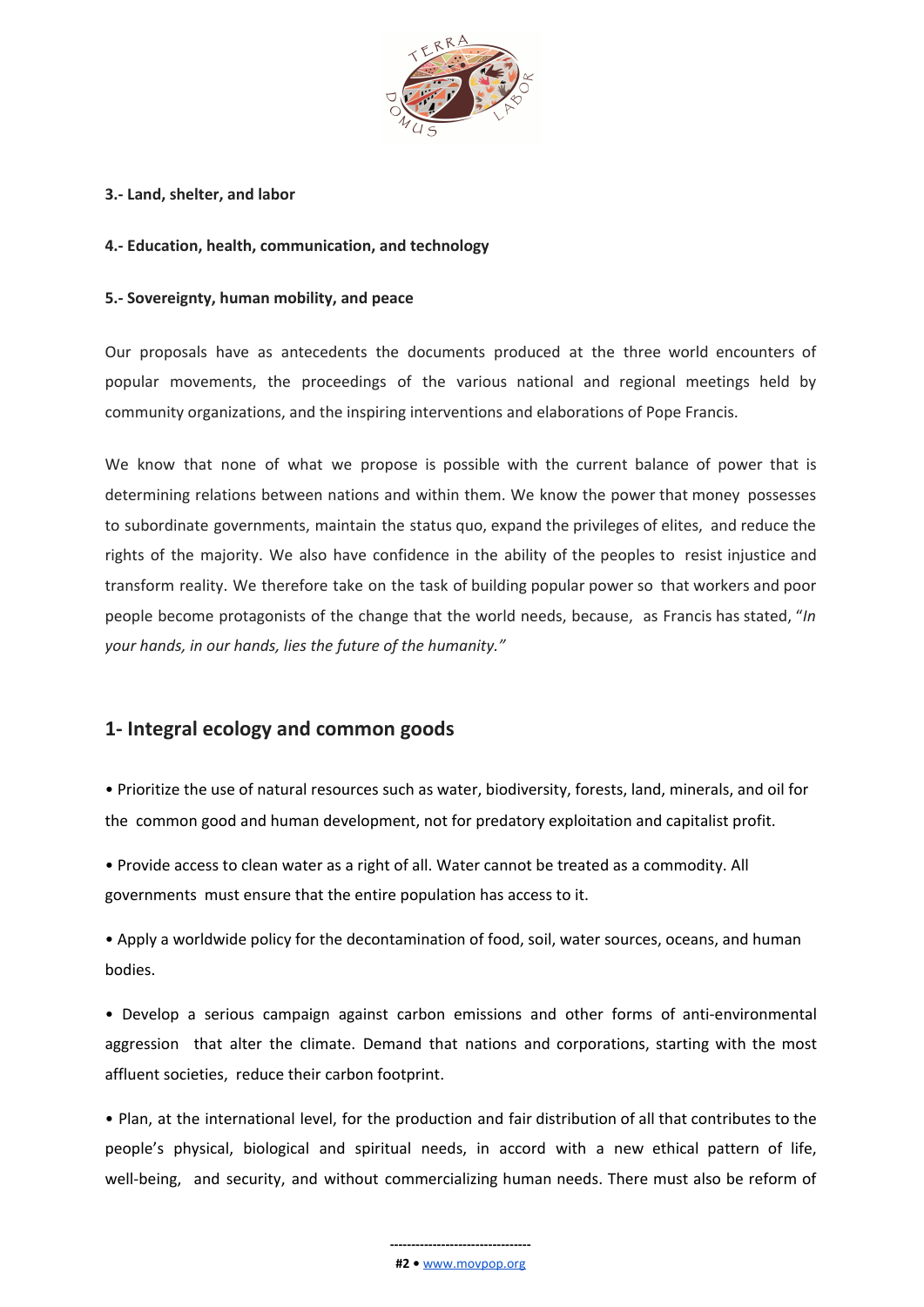**3.- Land, shelter, and labor**

**4.- Education, health, communication, and technology**

**5.- Sovereignty, human mobility, and peace**

Our proposals have as antecedents the documents produced at the three world encounters of popular movements, the proceedings of the various national and regional meetings held by community organizations, and the inspiring interventions and elaborations of Pope Francis.

We know that none of what we propose is possible with the current balance of power that is determining relations between nations and within them. We know the power that money possesses to subordinate governments, maintain the status quo, expand the privileges of elites, and reduce the rights of the majority. We also have confidence in the ability of the peoples to resist injustice and transform reality. We therefore take on the task of building popular power so that workers and poor people become protagonists of the change that the world needs, because, as Francis has stated, "*In your hands, in our hands, lies the future of the humanity."*

## 1- Integral ecology and common goods

• Prioritize the use of natural resources such as water, biodiversity, forests, land, minerals, and oil for the common good and human development, not for predatory exploitation and capitalist profit.

• Provide access to clean water as a right of all. Water cannot be treated as a commodity. All governments must ensure that the entire population has access to it.

• Apply a worldwide policy for the decontamination of food, soil, water sources, oceans, and human bodies.

• Develop a serious campaign against carbon emissions and other forms of anti-environmental aggression that alter the climate. Demand that nations and corporations, starting with the most affluent societies, reduce their carbon footprint.

• Plan, at the international level, for the production and fair distribution of all that contributes to the people's physical, biological and spiritual needs, in accord with a new ethical pattern of life, well-being, and security, and without commercializing human needs. There must also be reform of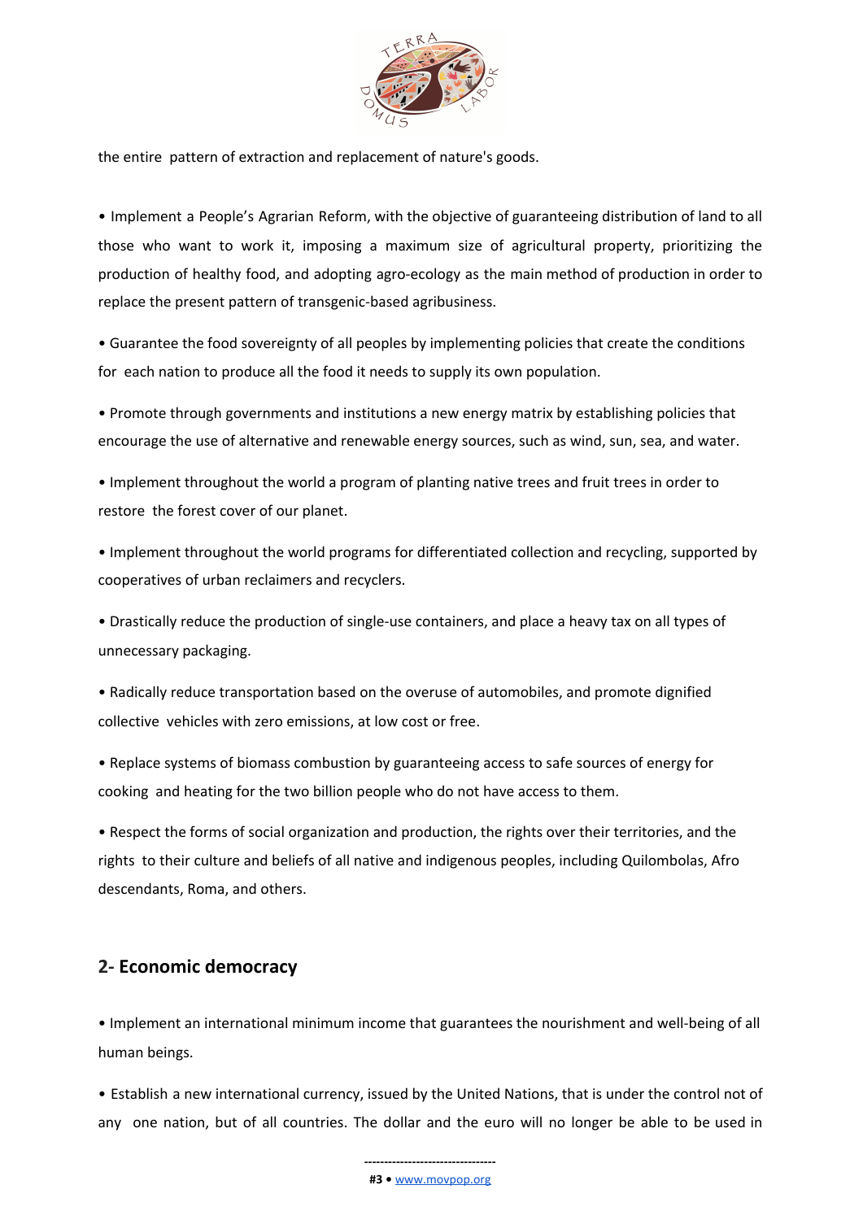the entire pattern of extraction and replacement of nature's goods.

• Implement a People's Agrarian Reform, with the objective of guaranteeing distribution of land to all those who want to work it, imposing a maximum size of agricultural property, prioritizing the production of healthy food, and adopting agro-ecology as the main method of production in order to replace the present pattern of transgenic-based agribusiness.

• Guarantee the food sovereignty of all peoples by implementing policies that create the conditions for each nation to produce all the food it needs to supply its own population.

• Promote through governments and institutions a new energy matrix by establishing policies that encourage the use of alternative and renewable energy sources, such as wind, sun, sea, and water.

• Implement throughout the world a program of planting native trees and fruit trees in order to restore the forest cover of our planet.

• Implement throughout the world programs for differentiated collection and recycling, supported by cooperatives of urban reclaimers and recyclers.

• Drastically reduce the production of single-use containers, and place a heavy tax on all types of unnecessary packaging.

• Radically reduce transportation based on the overuse of automobiles, and promote dignified collective vehicles with zero emissions, at low cost or free.

• Replace systems of biomass combustion by guaranteeing access to safe sources of energy for cooking and heating for the two billion people who do not have access to them.

• Respect the forms of social organization and production, the rights over their territories, and the rights to their culture and beliefs of all native and indigenous peoples, including Quilombolas, Afro descendants, Roma, and others.

## 2- Economic democracy

• Implement an international minimum income that guarantees the nourishment and well-being of all human beings.

• Establish a new international currency, issued by the United Nations, that is under the control not of any one nation, but of all countries. The dollar and the euro will no longer be able to be used in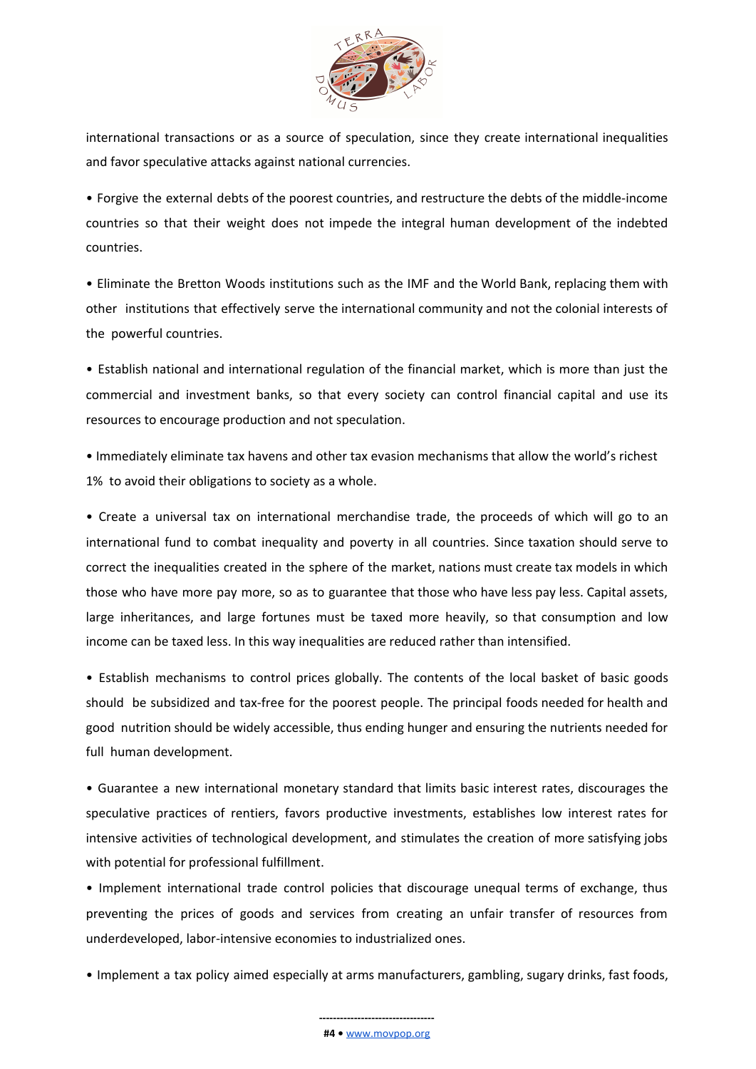international transactions or as a source of speculation, since they create international inequalities and favor speculative attacks against national currencies.

- Forgive the external debts of the poorest countries, and restructure the debts of the middle-income countries so that their weight does not impede the integral human development of the indebted countries.

- Eliminate the Bretton Woods institutions such as the IMF and the World Bank, replacing them with other institutions that effectively serve the international community and not the colonial interests of the powerful countries.

- Establish national and international regulation of the financial market, which is more than just the commercial and investment banks, so that every society can control financial capital and use its resources to encourage production and not speculation.

- Immediately eliminate tax havens and other tax evasion mechanisms that allow the world's richest 1% to avoid their obligations to society as a whole.

- Create a universal tax on international merchandise trade, the proceeds of which will go to an international fund to combat inequality and poverty in all countries. Since taxation should serve to correct the inequalities created in the sphere of the market, nations must create tax models in which those who have more pay more, so as to guarantee that those who have less pay less. Capital assets, large inheritances, and large fortunes must be taxed more heavily, so that consumption and low income can be taxed less. In this way inequalities are reduced rather than intensified.

- Establish mechanisms to control prices globally. The contents of the local basket of basic goods should be subsidized and tax-free for the poorest people. The principal foods needed for health and good nutrition should be widely accessible, thus ending hunger and ensuring the nutrients needed for full human development.

- Guarantee a new international monetary standard that limits basic interest rates, discourages the speculative practices of rentiers, favors productive investments, establishes low interest rates for intensive activities of technological development, and stimulates the creation of more satisfying jobs with potential for professional fulfillment.

- Implement international trade control policies that discourage unequal terms of exchange, thus preventing the prices of goods and services from creating an unfair transfer of resources from underdeveloped, labor-intensive economies to industrialized ones.

- Implement a tax policy aimed especially at arms manufacturers, gambling, sugary drinks, fast foods,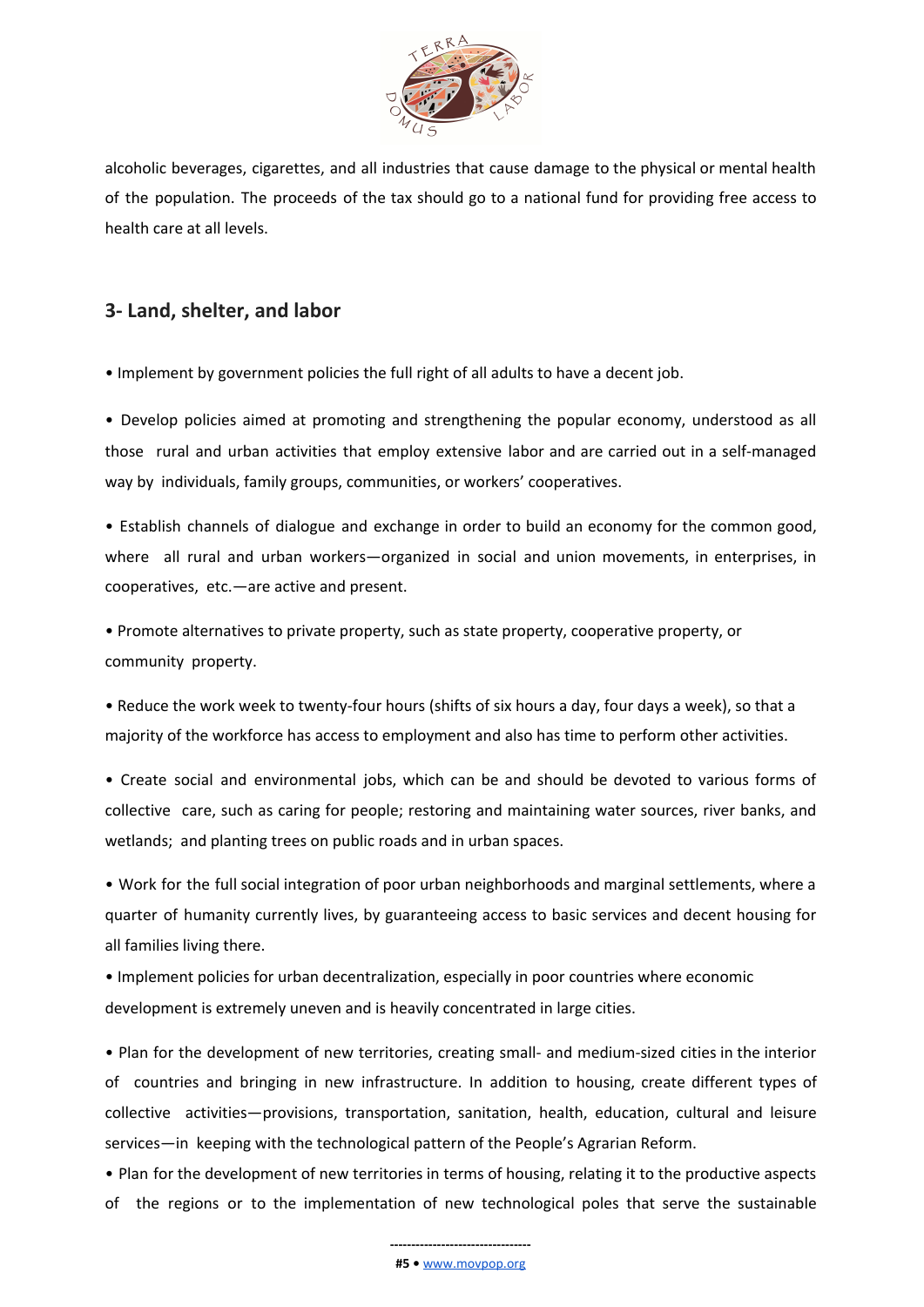alcoholic beverages, cigarettes, and all industries that cause damage to the physical or mental health of the population. The proceeds of the tax should go to a national fund for providing free access to health care at all levels.

## 3- Land, shelter, and labor

- Implement by government policies the full right of all adults to have a decent job.

- Develop policies aimed at promoting and strengthening the popular economy, understood as all those rural and urban activities that employ extensive labor and are carried out in a self-managed way by individuals, family groups, communities, or workers' cooperatives.

- Establish channels of dialogue and exchange in order to build an economy for the common good, where all rural and urban workers—organized in social and union movements, in enterprises, in cooperatives, etc.—are active and present.

- Promote alternatives to private property, such as state property, cooperative property, or community property.

- Reduce the work week to twenty-four hours (shifts of six hours a day, four days a week), so that a majority of the workforce has access to employment and also has time to perform other activities.

- Create social and environmental jobs, which can be and should be devoted to various forms of collective care, such as caring for people; restoring and maintaining water sources, river banks, and wetlands; and planting trees on public roads and in urban spaces.

- Work for the full social integration of poor urban neighborhoods and marginal settlements, where a quarter of humanity currently lives, by guaranteeing access to basic services and decent housing for all families living there.

- Implement policies for urban decentralization, especially in poor countries where economic development is extremely uneven and is heavily concentrated in large cities.

- Plan for the development of new territories, creating small- and medium-sized cities in the interior of countries and bringing in new infrastructure. In addition to housing, create different types of collective activities—provisions, transportation, sanitation, health, education, cultural and leisure services—in keeping with the technological pattern of the People's Agrarian Reform.

- Plan for the development of new territories in terms of housing, relating it to the productive aspects of the regions or to the implementation of new technological poles that serve the sustainable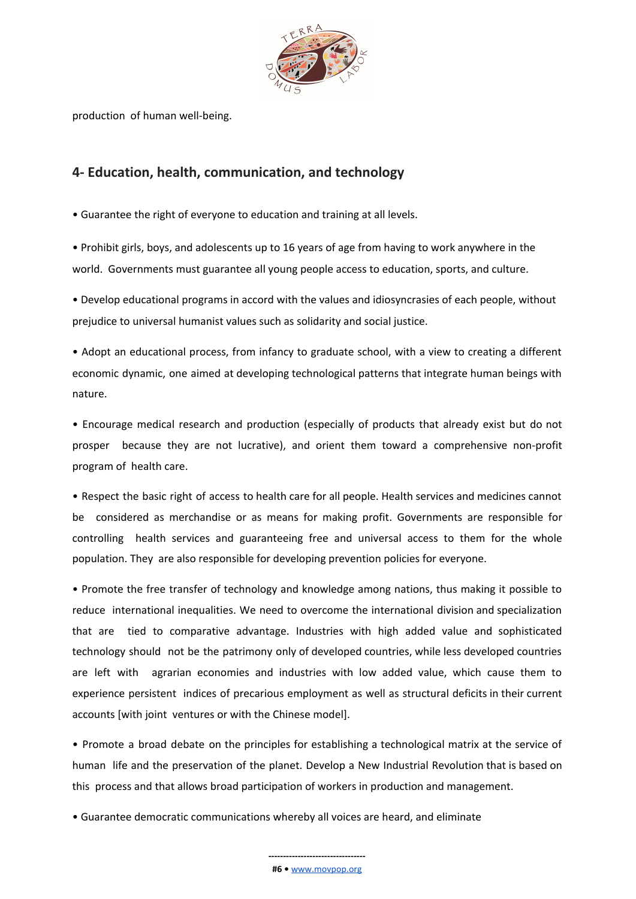production of human well-being.

## 4- Education, health, communication, and technology

• Guarantee the right of everyone to education and training at all levels.

• Prohibit girls, boys, and adolescents up to 16 years of age from having to work anywhere in the world. Governments must guarantee all young people access to education, sports, and culture.

• Develop educational programs in accord with the values and idiosyncrasies of each people, without prejudice to universal humanist values such as solidarity and social justice.

• Adopt an educational process, from infancy to graduate school, with a view to creating a different economic dynamic, one aimed at developing technological patterns that integrate human beings with nature.

• Encourage medical research and production (especially of products that already exist but do not prosper because they are not lucrative), and orient them toward a comprehensive non-profit program of health care.

• Respect the basic right of access to health care for all people. Health services and medicines cannot be considered as merchandise or as means for making profit. Governments are responsible for controlling health services and guaranteeing free and universal access to them for the whole population. They are also responsible for developing prevention policies for everyone.

• Promote the free transfer of technology and knowledge among nations, thus making it possible to reduce international inequalities. We need to overcome the international division and specialization that are tied to comparative advantage. Industries with high added value and sophisticated technology should not be the patrimony only of developed countries, while less developed countries are left with agrarian economies and industries with low added value, which cause them to experience persistent indices of precarious employment as well as structural deficits in their current accounts [with joint ventures or with the Chinese model].

• Promote a broad debate on the principles for establishing a technological matrix at the service of human life and the preservation of the planet. Develop a New Industrial Revolution that is based on this process and that allows broad participation of workers in production and management.

• Guarantee democratic communications whereby all voices are heard, and eliminate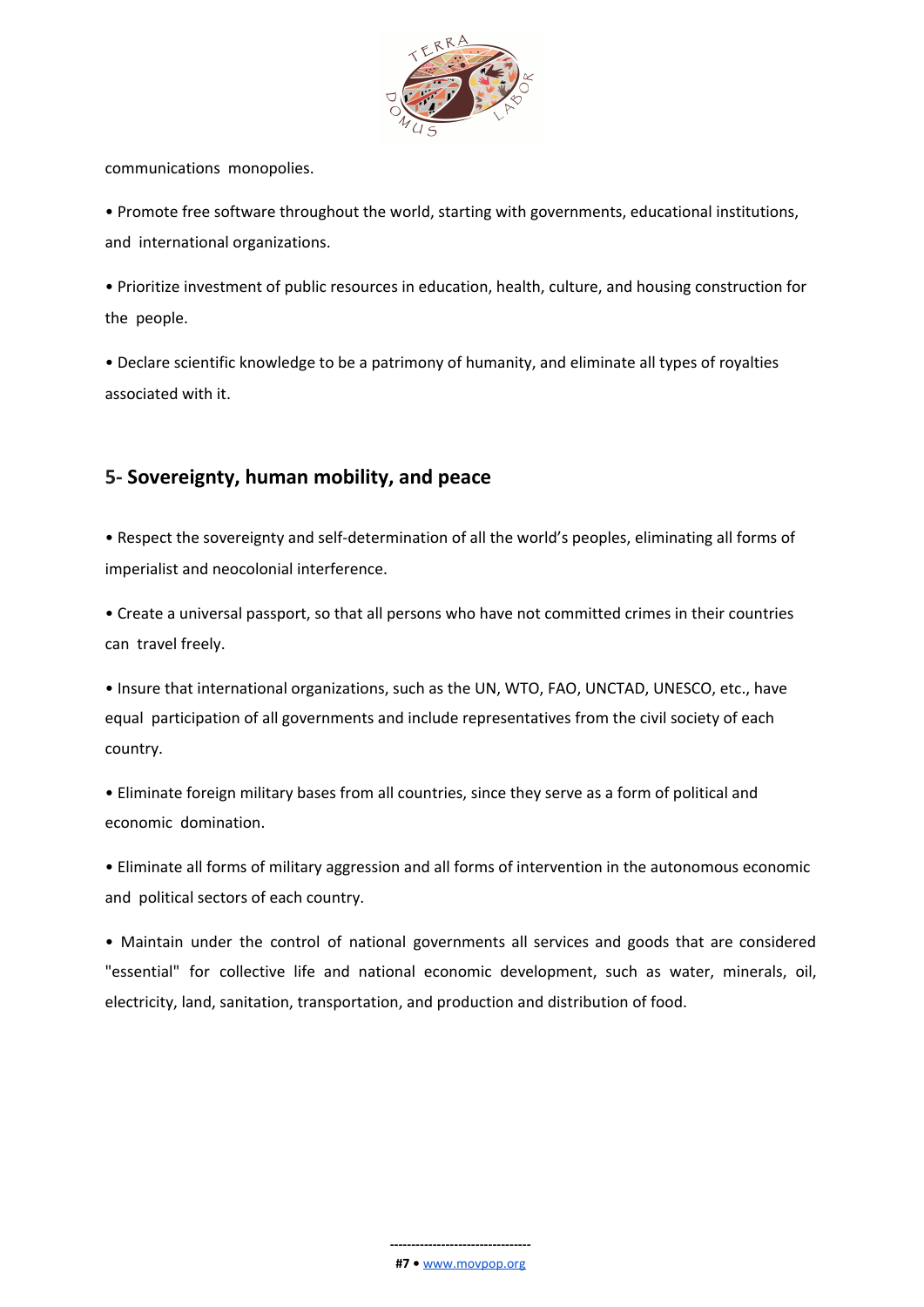communications monopolies.

- Promote free software throughout the world, starting with governments, educational institutions, and international organizations.

- Prioritize investment of public resources in education, health, culture, and housing construction for the people.

- Declare scientific knowledge to be a patrimony of humanity, and eliminate all types of royalties associated with it.

## 5- Sovereignty, human mobility, and peace

- Respect the sovereignty and self-determination of all the world's peoples, eliminating all forms of imperialist and neocolonial interference.

- Create a universal passport, so that all persons who have not committed crimes in their countries can travel freely.

- Insure that international organizations, such as the UN, WTO, FAO, UNCTAD, UNESCO, etc., have equal participation of all governments and include representatives from the civil society of each country.

- Eliminate foreign military bases from all countries, since they serve as a form of political and economic domination.

- Eliminate all forms of military aggression and all forms of intervention in the autonomous economic and political sectors of each country.

- Maintain under the control of national governments all services and goods that are considered "essential" for collective life and national economic development, such as water, minerals, oil, electricity, land, sanitation, transportation, and production and distribution of food.